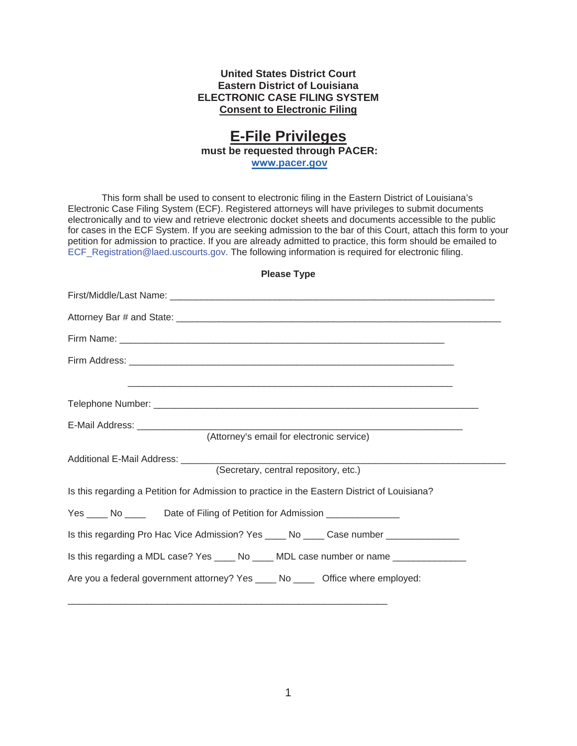**United States District Court**
**Eastern District of Louisiana**
**ELECTRONIC CASE FILING SYSTEM**
**Consent to Electronic Filing**

# E-File Privileges

**must be requested through PACER:**
**www.pacer.gov**

This form shall be used to consent to electronic filing in the Eastern District of Louisiana's Electronic Case Filing System (ECF). Registered attorneys will have privileges to submit documents electronically and to view and retrieve electronic docket sheets and documents accessible to the public for cases in the ECF System. If you are seeking admission to the bar of this Court, attach this form to your petition for admission to practice. If you are already admitted to practice, this form should be emailed to ECF_Registration@laed.uscourts.gov. The following information is required for electronic filing.

**Please Type**

First/Middle/Last Name: ______________________________________________________________

Attorney Bar # and State: ______________________________________________________________

Firm Name: ______________________________________________________________

Firm Address: ______________________________________________________________

______________________________________________________________

Telephone Number: ______________________________________________________________

E-Mail Address: ______________________________________________________________
(Attorney's email for electronic service)

Additional E-Mail Address: ______________________________________________________________
(Secretary, central repository, etc.)

Is this regarding a Petition for Admission to practice in the Eastern District of Louisiana?

Yes ____ No ____ Date of Filing of Petition for Admission _____________

Is this regarding Pro Hac Vice Admission? Yes ____ No ____ Case number _____________

Is this regarding a MDL case? Yes ____ No ____ MDL case number or name _____________

Are you a federal government attorney? Yes ____ No ____ Office where employed:

______________________________________________________________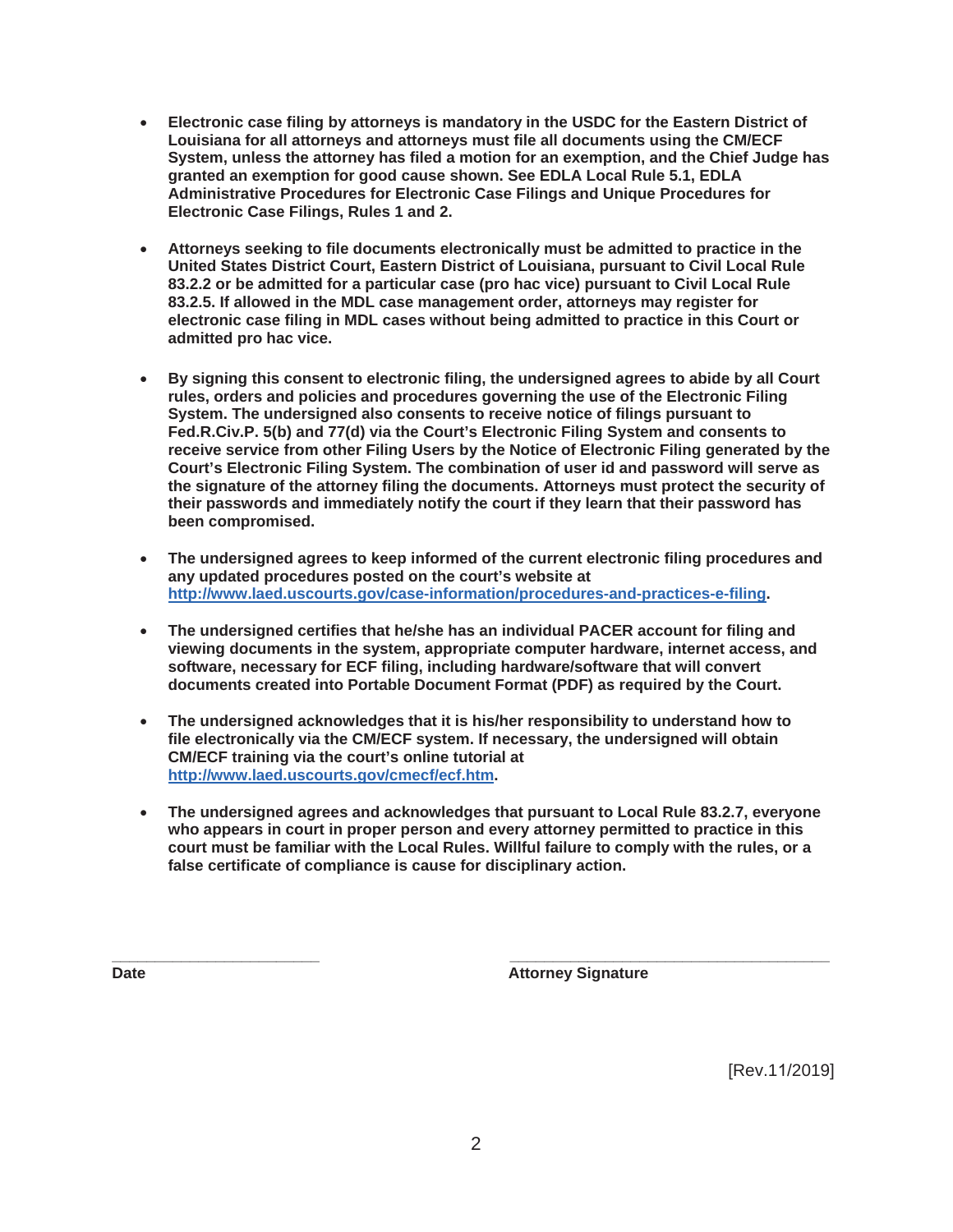- **Electronic case filing by attorneys is mandatory in the USDC for the Eastern District of Louisiana for all attorneys and attorneys must file all documents using the CM/ECF System, unless the attorney has filed a motion for an exemption, and the Chief Judge has granted an exemption for good cause shown. See EDLA Local Rule 5.1, EDLA Administrative Procedures for Electronic Case Filings and Unique Procedures for Electronic Case Filings, Rules 1 and 2.**

- **Attorneys seeking to file documents electronically must be admitted to practice in the United States District Court, Eastern District of Louisiana, pursuant to Civil Local Rule 83.2.2 or be admitted for a particular case (pro hac vice) pursuant to Civil Local Rule 83.2.5. If allowed in the MDL case management order, attorneys may register for electronic case filing in MDL cases without being admitted to practice in this Court or admitted pro hac vice.**

- **By signing this consent to electronic filing, the undersigned agrees to abide by all Court rules, orders and policies and procedures governing the use of the Electronic Filing System. The undersigned also consents to receive notice of filings pursuant to Fed.R.Civ.P. 5(b) and 77(d) via the Court's Electronic Filing System and consents to receive service from other Filing Users by the Notice of Electronic Filing generated by the Court's Electronic Filing System. The combination of user id and password will serve as the signature of the attorney filing the documents. Attorneys must protect the security of their passwords and immediately notify the court if they learn that their password has been compromised.**

- **The undersigned agrees to keep informed of the current electronic filing procedures and any updated procedures posted on the court's website at [http://www.laed.uscourts.gov/case-information/procedures-and-practices-e-filing](http://www.laed.uscourts.gov/case-information/procedures-and-practices-e-filing).**

- **The undersigned certifies that he/she has an individual PACER account for filing and viewing documents in the system, appropriate computer hardware, internet access, and software, necessary for ECF filing, including hardware/software that will convert documents created into Portable Document Format (PDF) as required by the Court.**

- **The undersigned acknowledges that it is his/her responsibility to understand how to file electronically via the CM/ECF system. If necessary, the undersigned will obtain CM/ECF training via the court's online tutorial at [http://www.laed.uscourts.gov/cmecf/ecf.htm](http://www.laed.uscourts.gov/cmecf/ecf.htm).**

- **The undersigned agrees and acknowledges that pursuant to Local Rule 83.2.7, everyone who appears in court in proper person and every attorney permitted to practice in this court must be familiar with the Local Rules. Willful failure to comply with the rules, or a false certificate of compliance is cause for disciplinary action.**

\_\_\_\_\_\_\_\_\_\_\_\_\_\_\_\_\_\_\_\_\_\_\_\_ &nbsp;&nbsp;&nbsp;&nbsp;&nbsp;&nbsp;&nbsp;&nbsp;&nbsp;&nbsp;&nbsp;&nbsp; \_\_\_\_\_\_\_\_\_\_\_\_\_\_\_\_\_\_\_\_\_\_\_\_\_\_\_\_\_\_\_\_\_\_\_\_

**Date** &nbsp;&nbsp;&nbsp;&nbsp;&nbsp;&nbsp;&nbsp;&nbsp;&nbsp;&nbsp;&nbsp;&nbsp;&nbsp;&nbsp;&nbsp;&nbsp;&nbsp;&nbsp;&nbsp;&nbsp;&nbsp;&nbsp;&nbsp;&nbsp;&nbsp;&nbsp;&nbsp;&nbsp;&nbsp;&nbsp;&nbsp;&nbsp;&nbsp;&nbsp;&nbsp;&nbsp;&nbsp;&nbsp;&nbsp;&nbsp; **Attorney Signature**

[Rev.11/2019]